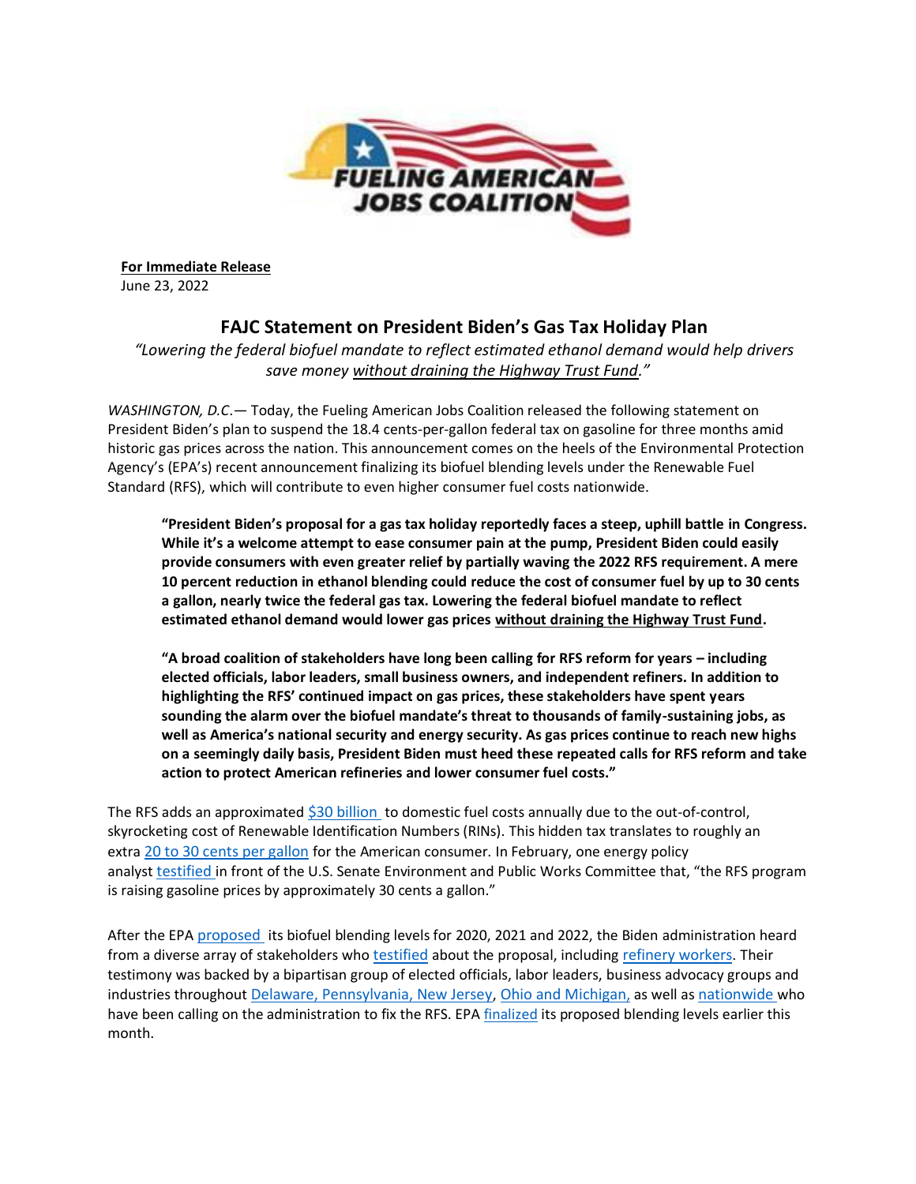**For Immediate Release**
June 23, 2022

# FAJC Statement on President Biden's Gas Tax Holiday Plan

*"Lowering the federal biofuel mandate to reflect estimated ethanol demand would help drivers save money without draining the Highway Trust Fund."*

*WASHINGTON, D.C.*— Today, the Fueling American Jobs Coalition released the following statement on President Biden's plan to suspend the 18.4 cents-per-gallon federal tax on gasoline for three months amid historic gas prices across the nation. This announcement comes on the heels of the Environmental Protection Agency's (EPA's) recent announcement finalizing its biofuel blending levels under the Renewable Fuel Standard (RFS), which will contribute to even higher consumer fuel costs nationwide.

> **"President Biden's proposal for a gas tax holiday reportedly faces a steep, uphill battle in Congress. While it's a welcome attempt to ease consumer pain at the pump, President Biden could easily provide consumers with even greater relief by partially waving the 2022 RFS requirement. A mere 10 percent reduction in ethanol blending could reduce the cost of consumer fuel by up to 30 cents a gallon, nearly twice the federal gas tax. Lowering the federal biofuel mandate to reflect estimated ethanol demand would lower gas prices without draining the Highway Trust Fund.**
>
> **"A broad coalition of stakeholders have long been calling for RFS reform for years – including elected officials, labor leaders, small business owners, and independent refiners. In addition to highlighting the RFS' continued impact on gas prices, these stakeholders have spent years sounding the alarm over the biofuel mandate's threat to thousands of family-sustaining jobs, as well as America's national security and energy security. As gas prices continue to reach new highs on a seemingly daily basis, President Biden must heed these repeated calls for RFS reform and take action to protect American refineries and lower consumer fuel costs."**

The RFS adds an approximated $30 billion to domestic fuel costs annually due to the out-of-control, skyrocketing cost of Renewable Identification Numbers (RINs). This hidden tax translates to roughly an extra 20 to 30 cents per gallon for the American consumer. In February, one energy policy analyst testified in front of the U.S. Senate Environment and Public Works Committee that, "the RFS program is raising gasoline prices by approximately 30 cents a gallon."

After the EPA proposed its biofuel blending levels for 2020, 2021 and 2022, the Biden administration heard from a diverse array of stakeholders who testified about the proposal, including refinery workers. Their testimony was backed by a bipartisan group of elected officials, labor leaders, business advocacy groups and industries throughout Delaware, Pennsylvania, New Jersey, Ohio and Michigan, as well as nationwide who have been calling on the administration to fix the RFS. EPA finalized its proposed blending levels earlier this month.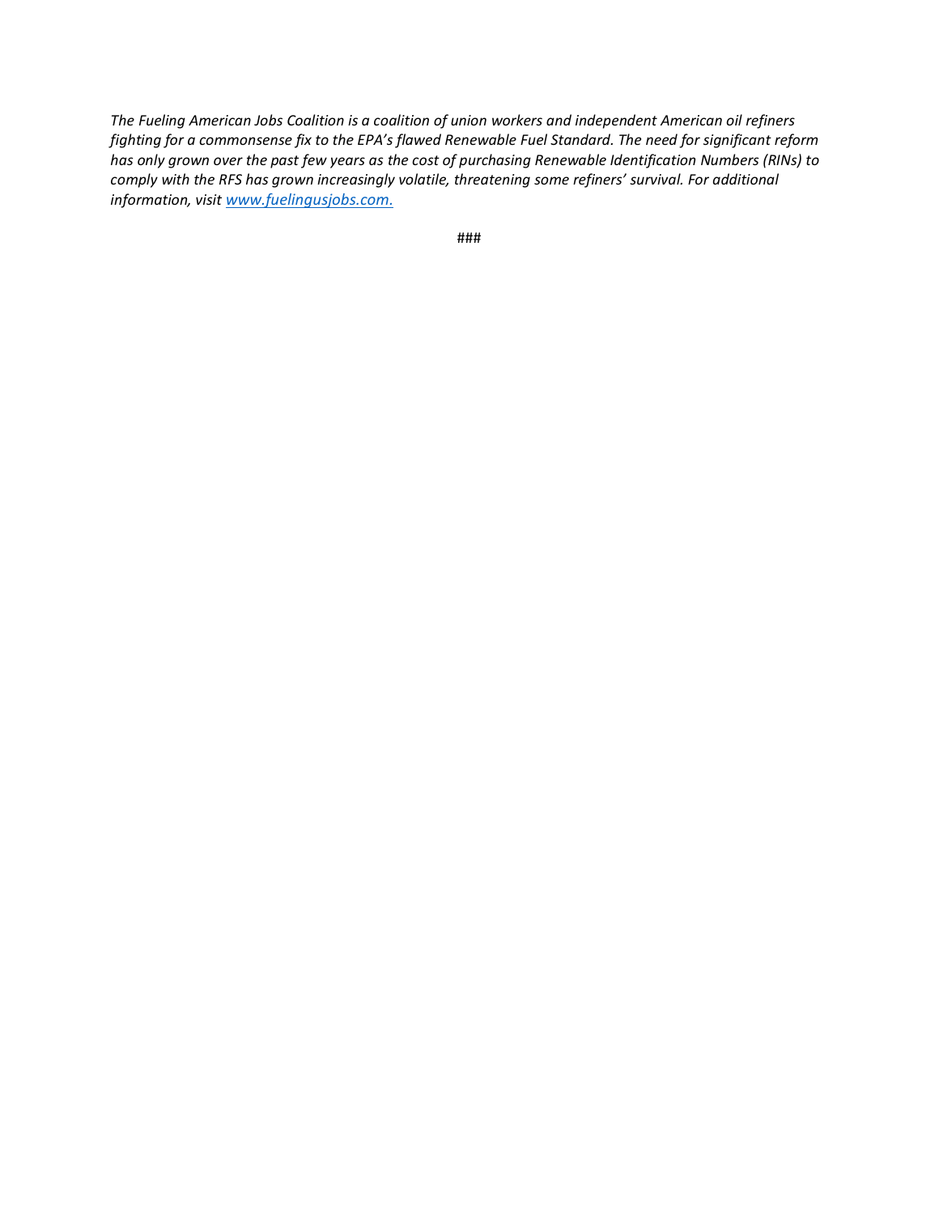*The Fueling American Jobs Coalition is a coalition of union workers and independent American oil refiners fighting for a commonsense fix to the EPA's flawed Renewable Fuel Standard. The need for significant reform has only grown over the past few years as the cost of purchasing Renewable Identification Numbers (RINs) to comply with the RFS has grown increasingly volatile, threatening some refiners' survival. For additional information, visit [www.fuelingusjobs.com](http://www.fuelingusjobs.com).*

###